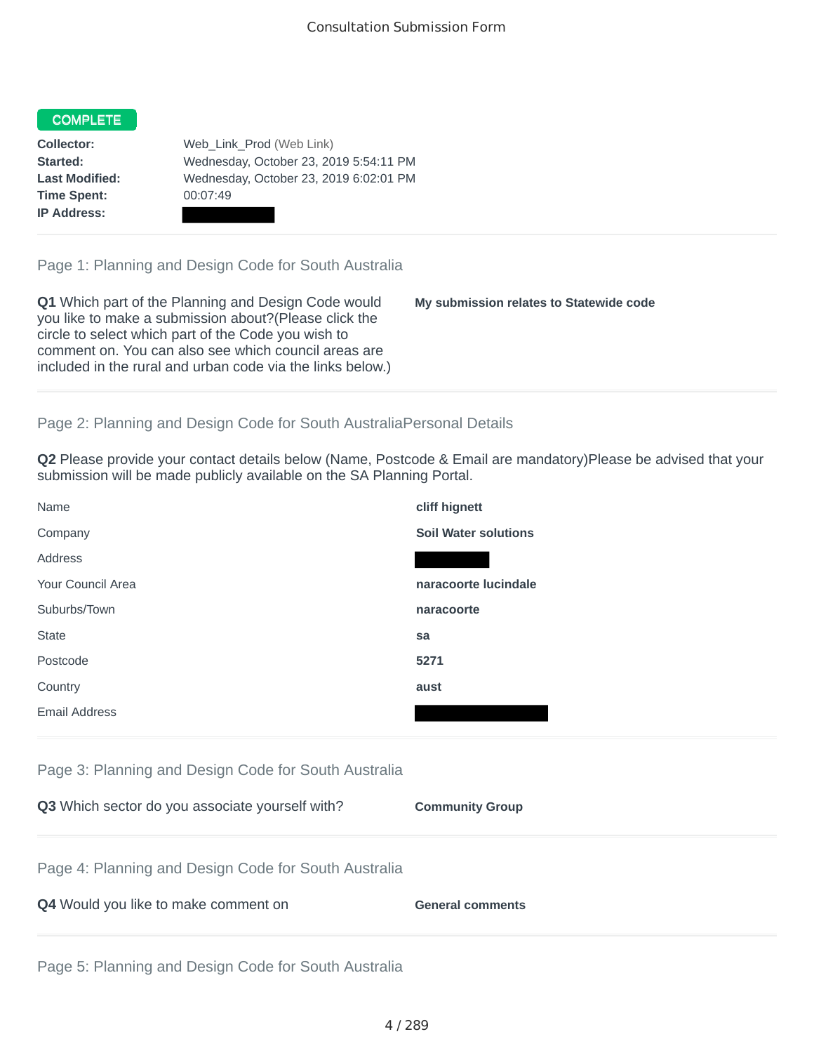# Consultation Submission Form

**COMPLETE**

| | |
|---|---|
| **Collector:** | Web_Link_Prod (Web Link) |
| **Started:** | Wednesday, October 23, 2019 5:54:11 PM |
| **Last Modified:** | Wednesday, October 23, 2019 6:02:01 PM |
| **Time Spent:** | 00:07:49 |
| **IP Address:** | |

## Page 1: Planning and Design Code for South Australia

**Q1** Which part of the Planning and Design Code would you like to make a submission about?(Please click the circle to select which part of the Code you wish to comment on. You can also see which council areas are included in the rural and urban code via the links below.)

**My submission relates to Statewide code**

## Page 2: Planning and Design Code for South AustraliaPersonal Details

**Q2** Please provide your contact details below (Name, Postcode & Email are mandatory)Please be advised that your submission will be made publicly available on the SA Planning Portal.

| | |
|---|---|
| Name | **cliff hignett** |
| Company | **Soil Water solutions** |
| Address | |
| Your Council Area | **naracoorte lucindale** |
| Suburbs/Town | **naracoorte** |
| State | **sa** |
| Postcode | **5271** |
| Country | **aust** |
| Email Address | |

## Page 3: Planning and Design Code for South Australia

**Q3** Which sector do you associate yourself with?

**Community Group**

## Page 4: Planning and Design Code for South Australia

**Q4** Would you like to make comment on

**General comments**

## Page 5: Planning and Design Code for South Australia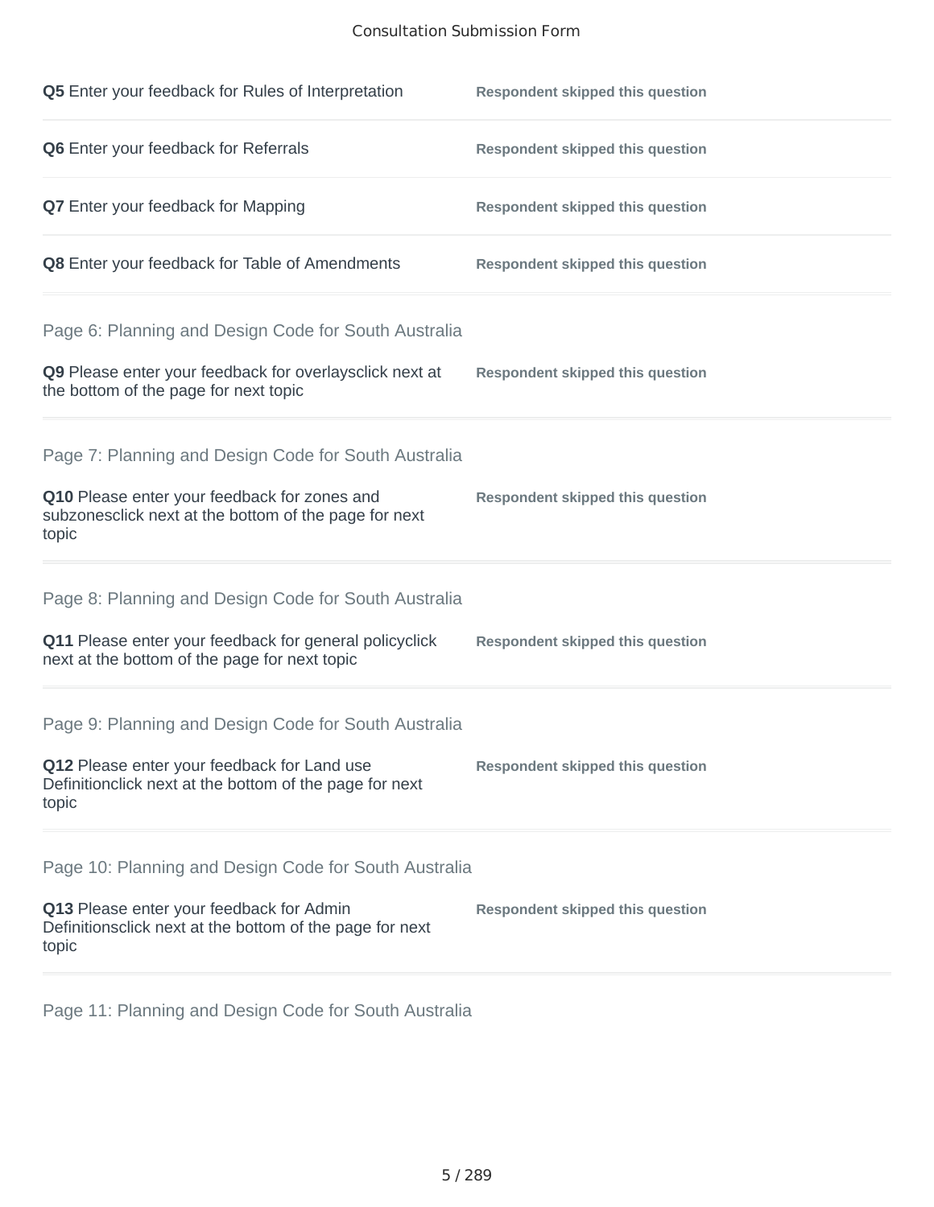**Q5** Enter your feedback for Rules of Interpretation — **Respondent skipped this question**

**Q6** Enter your feedback for Referrals — **Respondent skipped this question**

**Q7** Enter your feedback for Mapping — **Respondent skipped this question**

**Q8** Enter your feedback for Table of Amendments — **Respondent skipped this question**

## Page 6: Planning and Design Code for South Australia

**Q9** Please enter your feedback for overlaysclick next at the bottom of the page for next topic — **Respondent skipped this question**

## Page 7: Planning and Design Code for South Australia

**Q10** Please enter your feedback for zones and subzonesclick next at the bottom of the page for next topic — **Respondent skipped this question**

## Page 8: Planning and Design Code for South Australia

**Q11** Please enter your feedback for general policyclick next at the bottom of the page for next topic — **Respondent skipped this question**

## Page 9: Planning and Design Code for South Australia

**Q12** Please enter your feedback for Land use Definitionclick next at the bottom of the page for next topic — **Respondent skipped this question**

## Page 10: Planning and Design Code for South Australia

**Q13** Please enter your feedback for Admin Definitionsclick next at the bottom of the page for next topic — **Respondent skipped this question**

## Page 11: Planning and Design Code for South Australia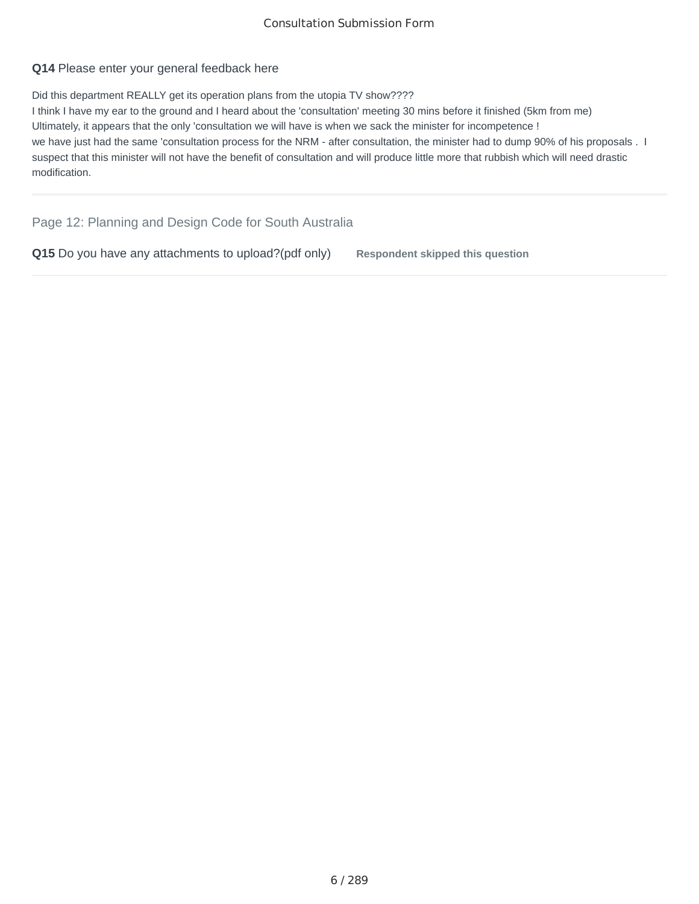**Q14** Please enter your general feedback here

Did this department REALLY get its operation plans from the utopia TV show????
I think I have my ear to the ground and I heard about the 'consultation' meeting 30 mins before it finished (5km from me)
Ultimately, it appears that the only 'consultation we will have is when we sack the minister for incompetence !
we have just had the same 'consultation process for the NRM - after consultation, the minister had to dump 90% of his proposals . I suspect that this minister will not have the benefit of consultation and will produce little more that rubbish which will need drastic modification.

## Page 12: Planning and Design Code for South Australia

**Q15** Do you have any attachments to upload?(pdf only) **Respondent skipped this question**